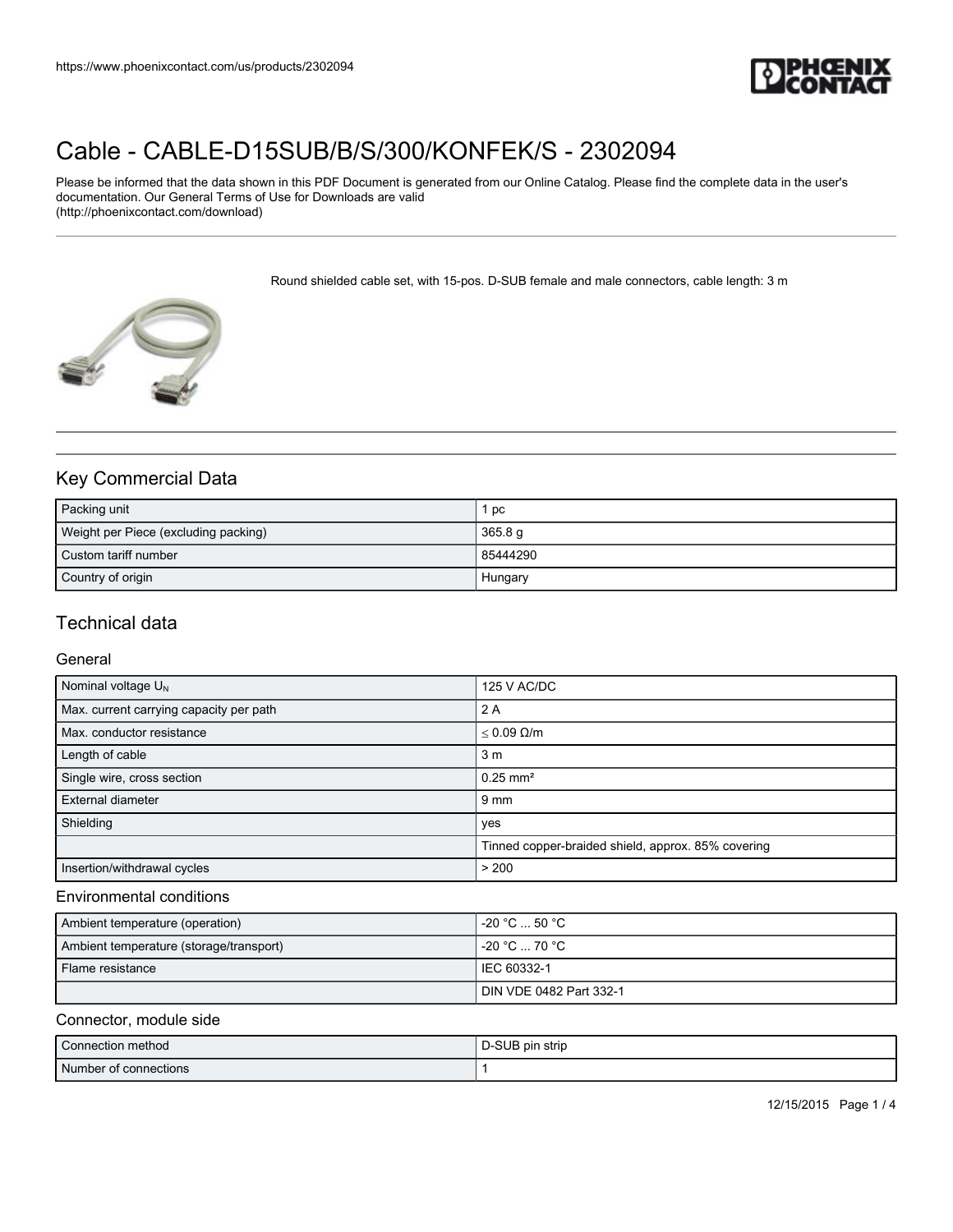# Cable - CABLE-D15SUB/B/S/300/KONFEK/S - 2302094

Please be informed that the data shown in this PDF Document is generated from our Online Catalog. Please find the complete data in the user's documentation. Our General Terms of Use for Downloads are valid (http://phoenixcontact.com/download)

Round shielded cable set, with 15-pos. D-SUB female and male connectors, cable length: 3 m

## Key Commercial Data

| | |
|---|---|
| Packing unit | 1 pc |
| Weight per Piece (excluding packing) | 365.8 g |
| Custom tariff number | 85444290 |
| Country of origin | Hungary |

## Technical data

### General

| | |
|---|---|
| Nominal voltage $U_N$ | 125 V AC/DC |
| Max. current carrying capacity per path | 2 A |
| Max. conductor resistance | ≤ 0.09 Ω/m |
| Length of cable | 3 m |
| Single wire, cross section | 0.25 mm² |
| External diameter | 9 mm |
| Shielding | yes |
| | Tinned copper-braided shield, approx. 85% covering |
| Insertion/withdrawal cycles | > 200 |

### Environmental conditions

| | |
|---|---|
| Ambient temperature (operation) | -20 °C ... 50 °C |
| Ambient temperature (storage/transport) | -20 °C ... 70 °C |
| Flame resistance | IEC 60332-1 |
| | DIN VDE 0482 Part 332-1 |

### Connector, module side

| | |
|---|---|
| Connection method | D-SUB pin strip |
| Number of connections | 1 |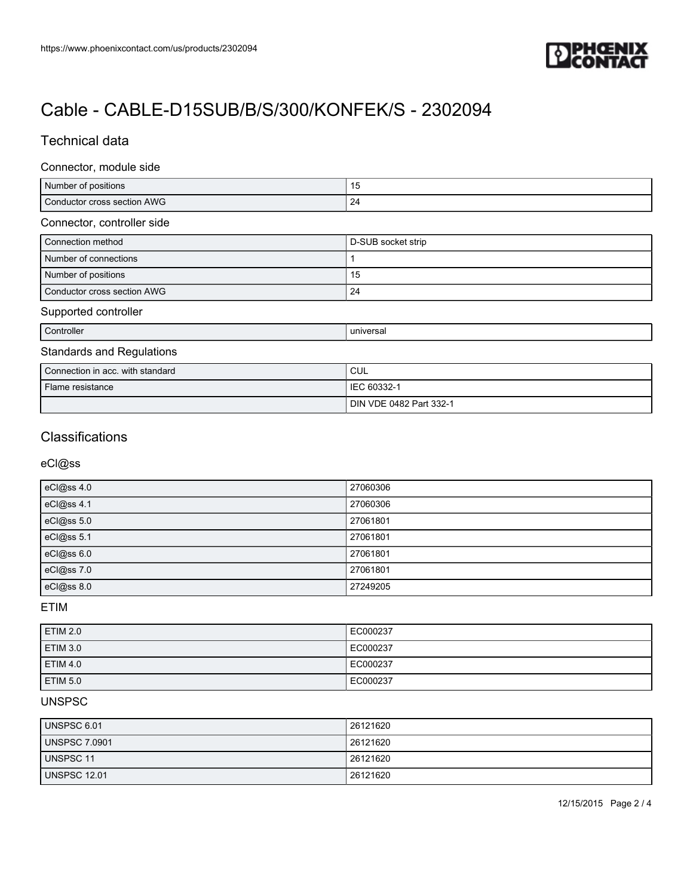# Cable - CABLE-D15SUB/B/S/300/KONFEK/S - 2302094

## Technical data

### Connector, module side

| | |
|---|---|
| Number of positions | 15 |
| Conductor cross section AWG | 24 |

### Connector, controller side

| | |
|---|---|
| Connection method | D-SUB socket strip |
| Number of connections | 1 |
| Number of positions | 15 |
| Conductor cross section AWG | 24 |

### Supported controller

| | |
|---|---|
| Controller | universal |

### Standards and Regulations

| | |
|---|---|
| Connection in acc. with standard | CUL |
| Flame resistance | IEC 60332-1 |
| | DIN VDE 0482 Part 332-1 |

## Classifications

### eCl@ss

| | |
|---|---|
| eCl@ss 4.0 | 27060306 |
| eCl@ss 4.1 | 27060306 |
| eCl@ss 5.0 | 27061801 |
| eCl@ss 5.1 | 27061801 |
| eCl@ss 6.0 | 27061801 |
| eCl@ss 7.0 | 27061801 |
| eCl@ss 8.0 | 27249205 |

### ETIM

| | |
|---|---|
| ETIM 2.0 | EC000237 |
| ETIM 3.0 | EC000237 |
| ETIM 4.0 | EC000237 |
| ETIM 5.0 | EC000237 |

### UNSPSC

| | |
|---|---|
| UNSPSC 6.01 | 26121620 |
| UNSPSC 7.0901 | 26121620 |
| UNSPSC 11 | 26121620 |
| UNSPSC 12.01 | 26121620 |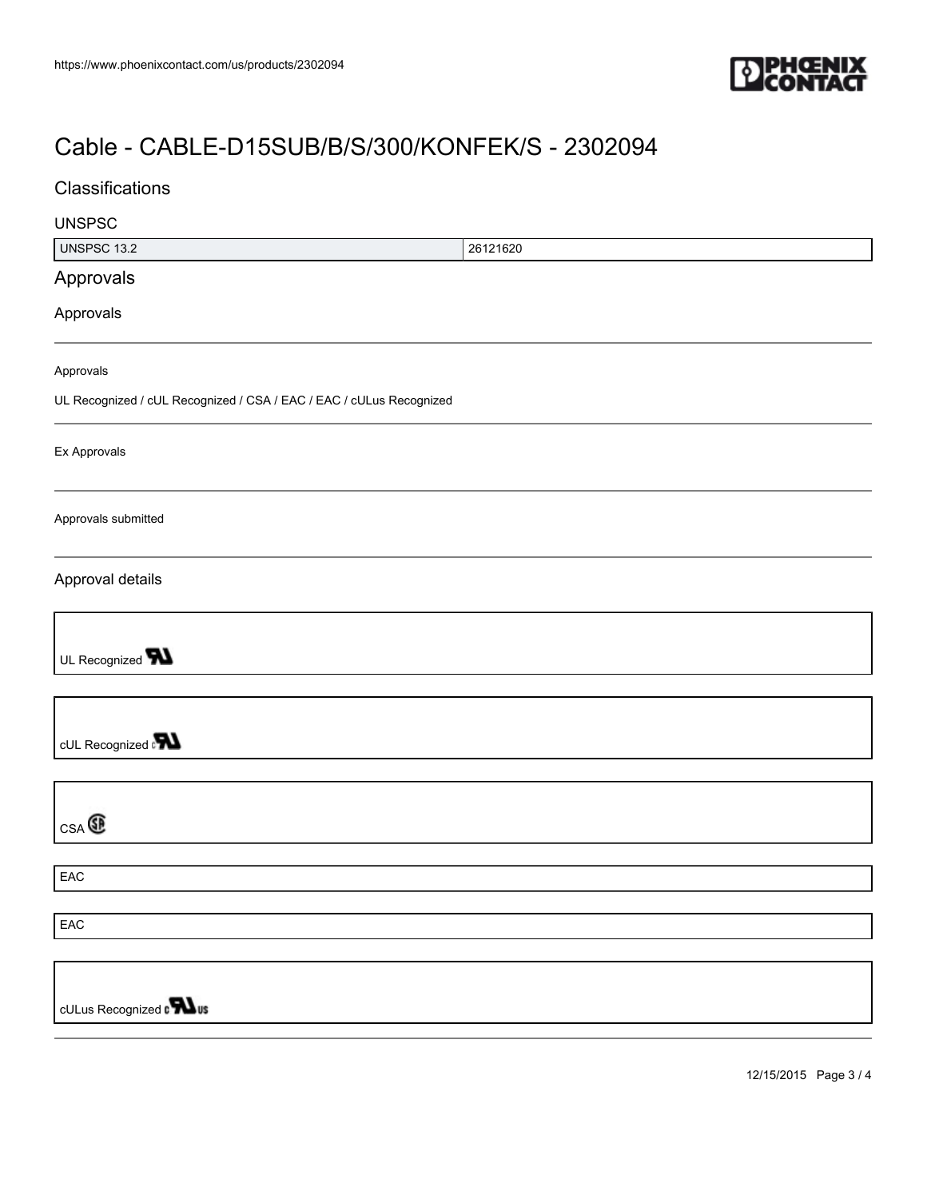# Cable - CABLE-D15SUB/B/S/300/KONFEK/S - 2302094

## Classifications

### UNSPSC

| UNSPSC 13.2 | 26121620 |
|---|---|

## Approvals

### Approvals

Approvals

UL Recognized / cUL Recognized / CSA / EAC / EAC / cULus Recognized

Ex Approvals

Approvals submitted

### Approval details

UL Recognized

cUL Recognized

CSA

EAC

EAC

cULus Recognized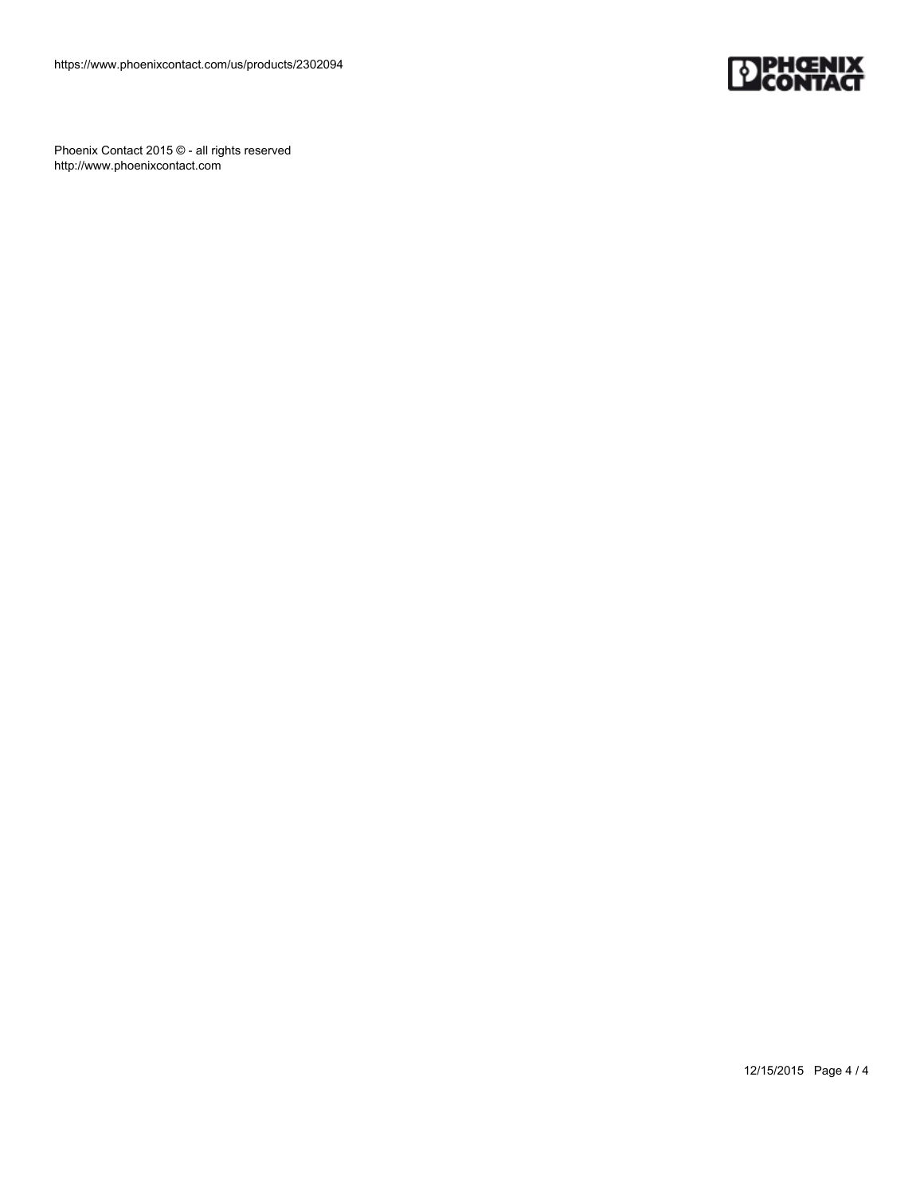Phoenix Contact 2015 © - all rights reserved
http://www.phoenixcontact.com